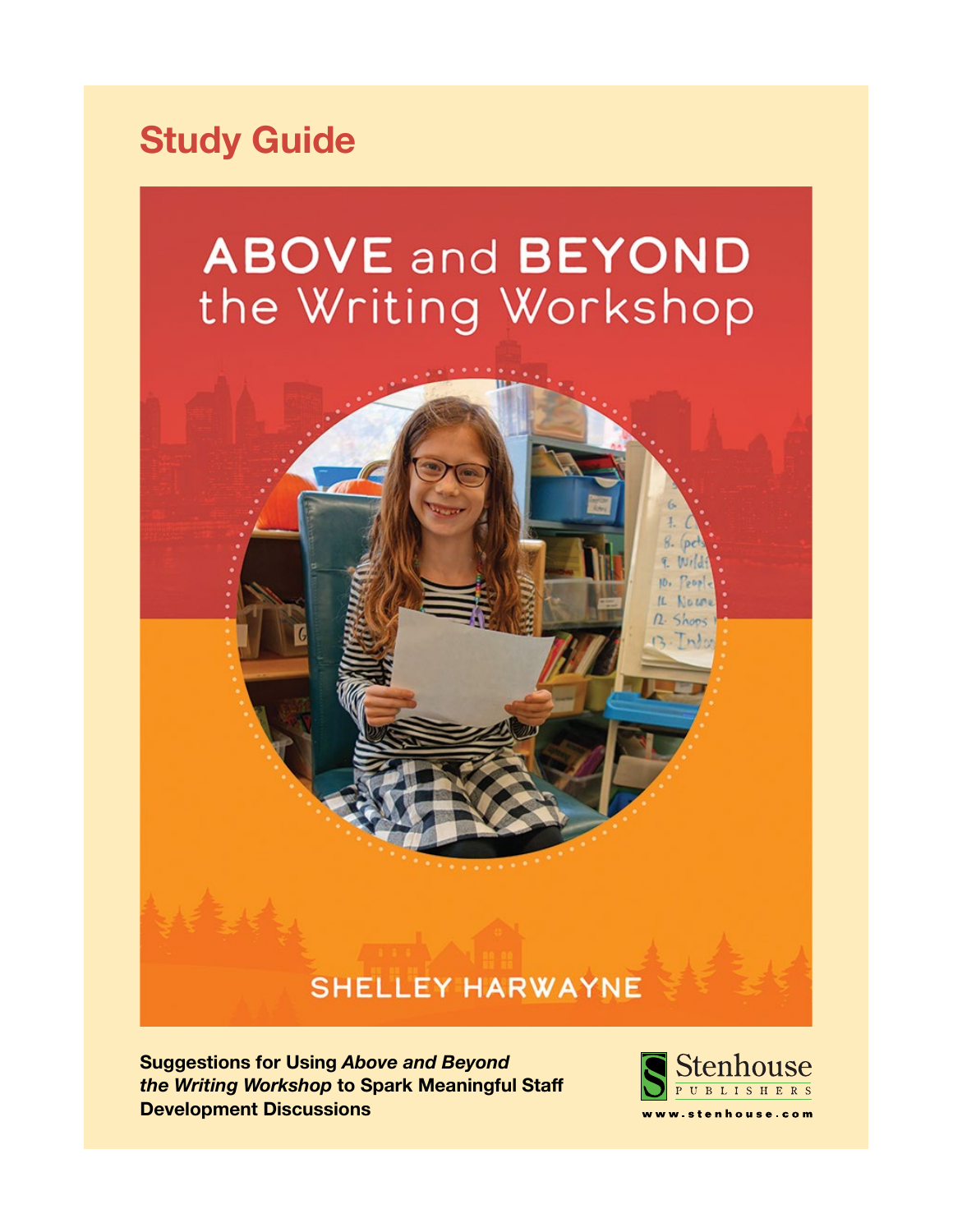# Study Guide

# ABOVE and BEYOND the Writing Workshop

SHELLEY HARWAYNE

**Suggestions for Using *Above and Beyond the Writing Workshop* to Spark Meaningful Staff Development Discussions**

Stenhouse PUBLISHERS

www.stenhouse.com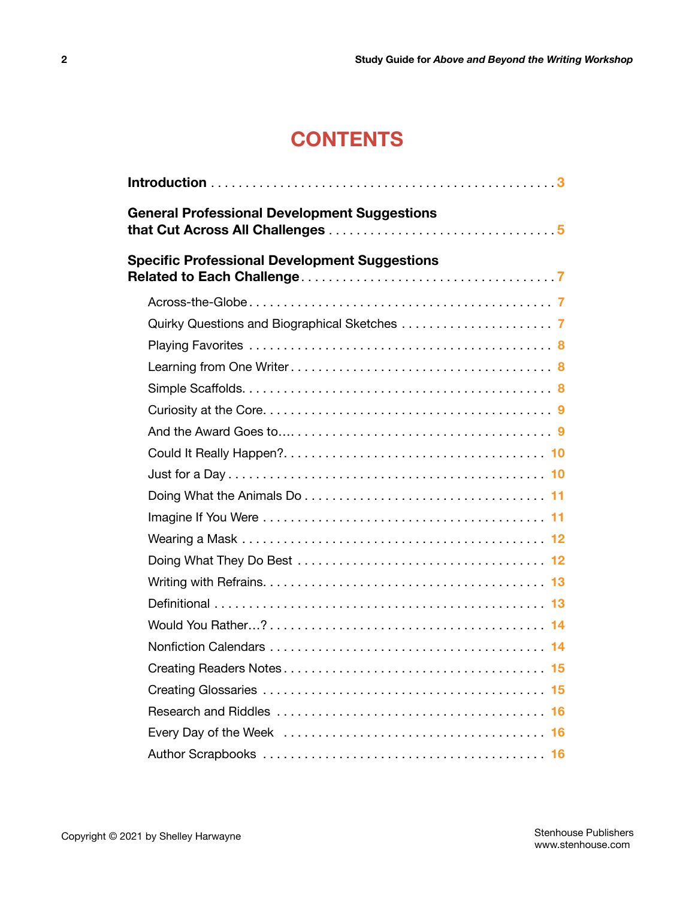# CONTENTS

**Introduction** . . . . . . . . . . . . . . . . . . . . . . . . . . . . . . . . . . . . . . . . . . . . . . . . . . 3

**General Professional Development Suggestions that Cut Across All Challenges** . . . . . . . . . . . . . . . . . . . . . . . . . . . . . . . . . . 5

**Specific Professional Development Suggestions Related to Each Challenge** . . . . . . . . . . . . . . . . . . . . . . . . . . . . . . . . . . . . . 7

- Across-the-Globe . . . . . . . . . . . . . . . . . . . . . . . . . . . . . . . . . . . . . . . . . . . 7
- Quirky Questions and Biographical Sketches . . . . . . . . . . . . . . . . . . . . . . 7
- Playing Favorites . . . . . . . . . . . . . . . . . . . . . . . . . . . . . . . . . . . . . . . . . . . 8
- Learning from One Writer . . . . . . . . . . . . . . . . . . . . . . . . . . . . . . . . . . . . 8
- Simple Scaffolds. . . . . . . . . . . . . . . . . . . . . . . . . . . . . . . . . . . . . . . . . . . . 8
- Curiosity at the Core. . . . . . . . . . . . . . . . . . . . . . . . . . . . . . . . . . . . . . . . 9
- And the Award Goes to…. . . . . . . . . . . . . . . . . . . . . . . . . . . . . . . . . . . . 9
- Could It Really Happen?. . . . . . . . . . . . . . . . . . . . . . . . . . . . . . . . . . . . 10
- Just for a Day . . . . . . . . . . . . . . . . . . . . . . . . . . . . . . . . . . . . . . . . . . . . 10
- Doing What the Animals Do . . . . . . . . . . . . . . . . . . . . . . . . . . . . . . . . . 11
- Imagine If You Were . . . . . . . . . . . . . . . . . . . . . . . . . . . . . . . . . . . . . . . 11
- Wearing a Mask . . . . . . . . . . . . . . . . . . . . . . . . . . . . . . . . . . . . . . . . . . 12
- Doing What They Do Best . . . . . . . . . . . . . . . . . . . . . . . . . . . . . . . . . . 12
- Writing with Refrains. . . . . . . . . . . . . . . . . . . . . . . . . . . . . . . . . . . . . . 13
- Definitional . . . . . . . . . . . . . . . . . . . . . . . . . . . . . . . . . . . . . . . . . . . . . 13
- Would You Rather…? . . . . . . . . . . . . . . . . . . . . . . . . . . . . . . . . . . . . . 14
- Nonfiction Calendars . . . . . . . . . . . . . . . . . . . . . . . . . . . . . . . . . . . . . . 14
- Creating Readers Notes . . . . . . . . . . . . . . . . . . . . . . . . . . . . . . . . . . . . 15
- Creating Glossaries . . . . . . . . . . . . . . . . . . . . . . . . . . . . . . . . . . . . . . . 15
- Research and Riddles . . . . . . . . . . . . . . . . . . . . . . . . . . . . . . . . . . . . . 16
- Every Day of the Week . . . . . . . . . . . . . . . . . . . . . . . . . . . . . . . . . . . . . 16
- Author Scrapbooks . . . . . . . . . . . . . . . . . . . . . . . . . . . . . . . . . . . . . . . 16

Copyright © 2021 by Shelley Harwayne

Stenhouse Publishers
www.stenhouse.com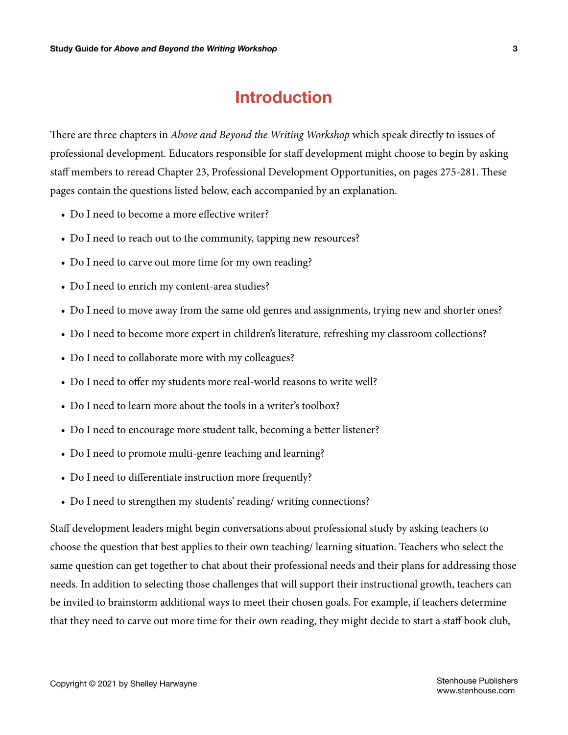# Introduction

There are three chapters in *Above and Beyond the Writing Workshop* which speak directly to issues of professional development. Educators responsible for staff development might choose to begin by asking staff members to reread Chapter 23, Professional Development Opportunities, on pages 275-281. These pages contain the questions listed below, each accompanied by an explanation.

- Do I need to become a more effective writer?
- Do I need to reach out to the community, tapping new resources?
- Do I need to carve out more time for my own reading?
- Do I need to enrich my content-area studies?
- Do I need to move away from the same old genres and assignments, trying new and shorter ones?
- Do I need to become more expert in children's literature, refreshing my classroom collections?
- Do I need to collaborate more with my colleagues?
- Do I need to offer my students more real-world reasons to write well?
- Do I need to learn more about the tools in a writer's toolbox?
- Do I need to encourage more student talk, becoming a better listener?
- Do I need to promote multi-genre teaching and learning?
- Do I need to differentiate instruction more frequently?
- Do I need to strengthen my students' reading/ writing connections?

Staff development leaders might begin conversations about professional study by asking teachers to choose the question that best applies to their own teaching/ learning situation. Teachers who select the same question can get together to chat about their professional needs and their plans for addressing those needs. In addition to selecting those challenges that will support their instructional growth, teachers can be invited to brainstorm additional ways to meet their chosen goals. For example, if teachers determine that they need to carve out more time for their own reading, they might decide to start a staff book club,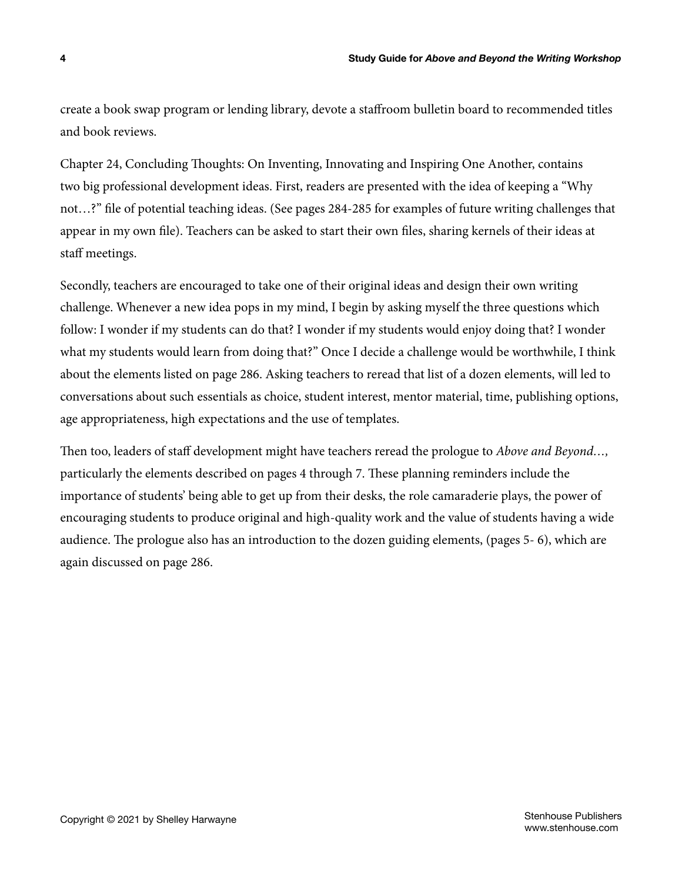create a book swap program or lending library, devote a staffroom bulletin board to recommended titles and book reviews.

Chapter 24, Concluding Thoughts: On Inventing, Innovating and Inspiring One Another, contains two big professional development ideas. First, readers are presented with the idea of keeping a "Why not…?" file of potential teaching ideas. (See pages 284-285 for examples of future writing challenges that appear in my own file). Teachers can be asked to start their own files, sharing kernels of their ideas at staff meetings.

Secondly, teachers are encouraged to take one of their original ideas and design their own writing challenge. Whenever a new idea pops in my mind, I begin by asking myself the three questions which follow: I wonder if my students can do that? I wonder if my students would enjoy doing that? I wonder what my students would learn from doing that?" Once I decide a challenge would be worthwhile, I think about the elements listed on page 286. Asking teachers to reread that list of a dozen elements, will led to conversations about such essentials as choice, student interest, mentor material, time, publishing options, age appropriateness, high expectations and the use of templates.

Then too, leaders of staff development might have teachers reread the prologue to *Above and Beyond…,* particularly the elements described on pages 4 through 7. These planning reminders include the importance of students' being able to get up from their desks, the role camaraderie plays, the power of encouraging students to produce original and high-quality work and the value of students having a wide audience. The prologue also has an introduction to the dozen guiding elements, (pages 5- 6), which are again discussed on page 286.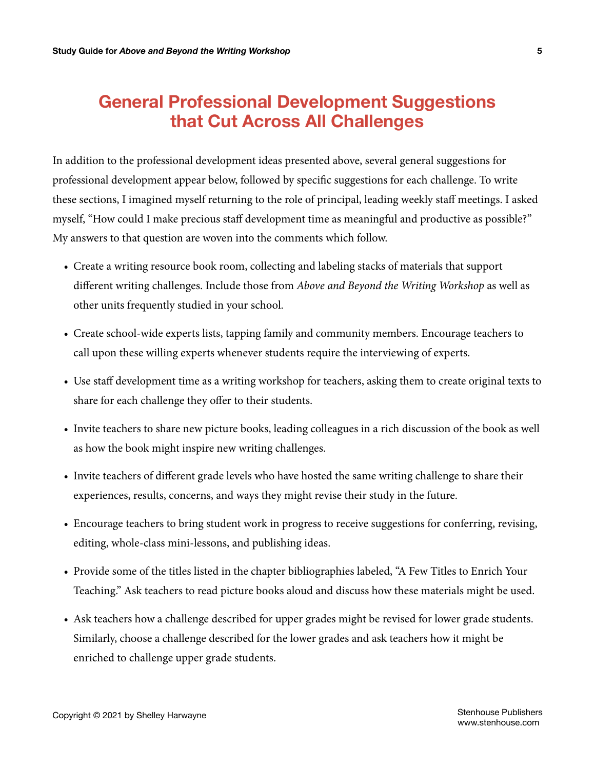# General Professional Development Suggestions that Cut Across All Challenges

In addition to the professional development ideas presented above, several general suggestions for professional development appear below, followed by specific suggestions for each challenge. To write these sections, I imagined myself returning to the role of principal, leading weekly staff meetings. I asked myself, "How could I make precious staff development time as meaningful and productive as possible?" My answers to that question are woven into the comments which follow.

- Create a writing resource book room, collecting and labeling stacks of materials that support different writing challenges. Include those from *Above and Beyond the Writing Workshop* as well as other units frequently studied in your school.
- Create school-wide experts lists, tapping family and community members. Encourage teachers to call upon these willing experts whenever students require the interviewing of experts.
- Use staff development time as a writing workshop for teachers, asking them to create original texts to share for each challenge they offer to their students.
- Invite teachers to share new picture books, leading colleagues in a rich discussion of the book as well as how the book might inspire new writing challenges.
- Invite teachers of different grade levels who have hosted the same writing challenge to share their experiences, results, concerns, and ways they might revise their study in the future.
- Encourage teachers to bring student work in progress to receive suggestions for conferring, revising, editing, whole-class mini-lessons, and publishing ideas.
- Provide some of the titles listed in the chapter bibliographies labeled, "A Few Titles to Enrich Your Teaching." Ask teachers to read picture books aloud and discuss how these materials might be used.
- Ask teachers how a challenge described for upper grades might be revised for lower grade students. Similarly, choose a challenge described for the lower grades and ask teachers how it might be enriched to challenge upper grade students.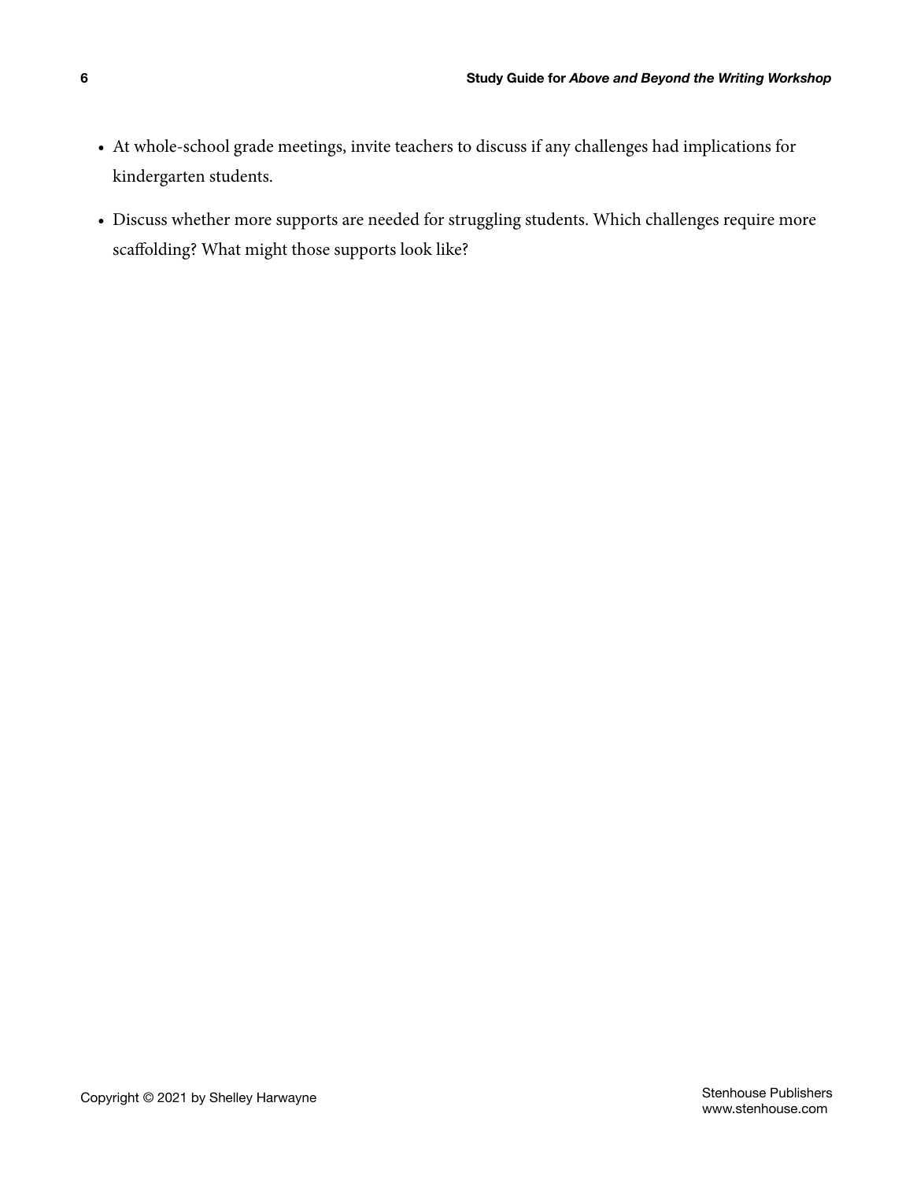- At whole-school grade meetings, invite teachers to discuss if any challenges had implications for kindergarten students.
- Discuss whether more supports are needed for struggling students. Which challenges require more scaffolding? What might those supports look like?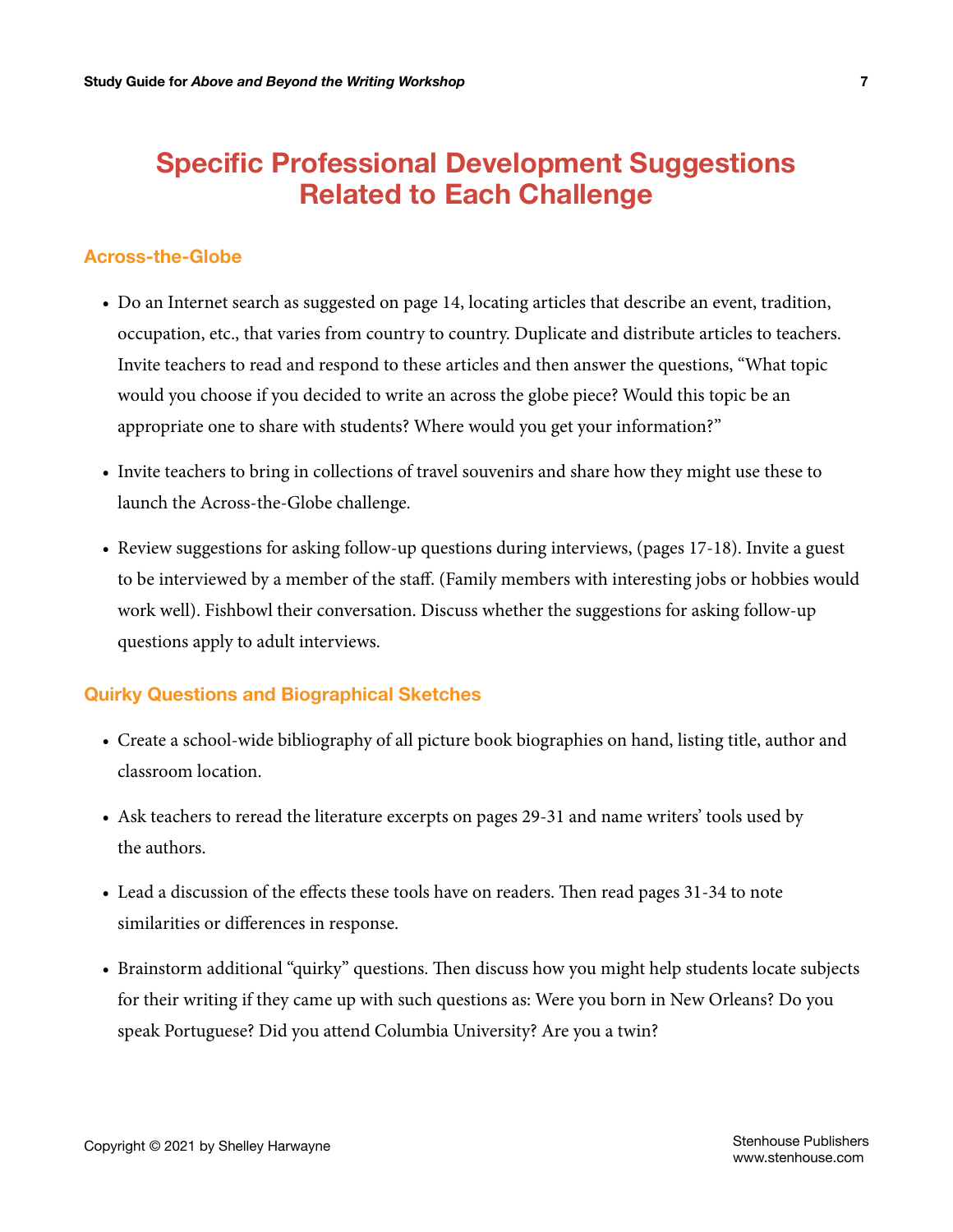# Specific Professional Development Suggestions Related to Each Challenge

## Across-the-Globe

- Do an Internet search as suggested on page 14, locating articles that describe an event, tradition, occupation, etc., that varies from country to country. Duplicate and distribute articles to teachers. Invite teachers to read and respond to these articles and then answer the questions, "What topic would you choose if you decided to write an across the globe piece? Would this topic be an appropriate one to share with students? Where would you get your information?"
- Invite teachers to bring in collections of travel souvenirs and share how they might use these to launch the Across-the-Globe challenge.
- Review suggestions for asking follow-up questions during interviews, (pages 17-18). Invite a guest to be interviewed by a member of the staff. (Family members with interesting jobs or hobbies would work well). Fishbowl their conversation. Discuss whether the suggestions for asking follow-up questions apply to adult interviews.

## Quirky Questions and Biographical Sketches

- Create a school-wide bibliography of all picture book biographies on hand, listing title, author and classroom location.
- Ask teachers to reread the literature excerpts on pages 29-31 and name writers' tools used by the authors.
- Lead a discussion of the effects these tools have on readers. Then read pages 31-34 to note similarities or differences in response.
- Brainstorm additional "quirky" questions. Then discuss how you might help students locate subjects for their writing if they came up with such questions as: Were you born in New Orleans? Do you speak Portuguese? Did you attend Columbia University? Are you a twin?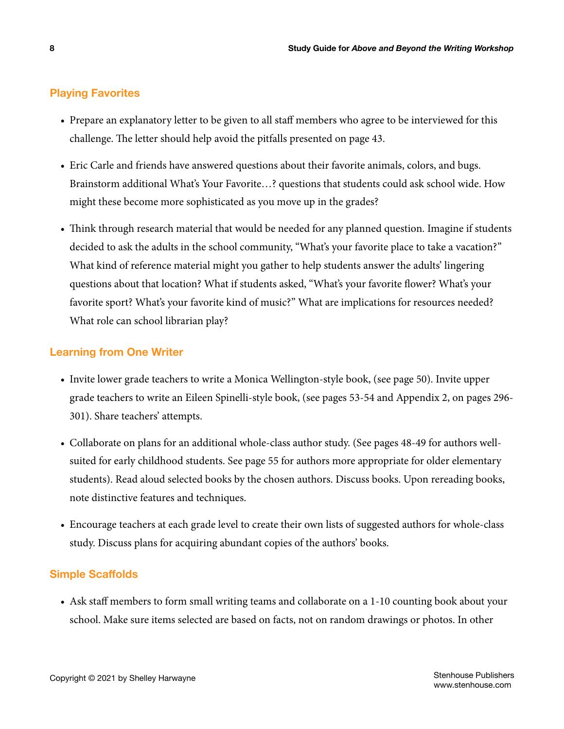## Playing Favorites

- Prepare an explanatory letter to be given to all staff members who agree to be interviewed for this challenge. The letter should help avoid the pitfalls presented on page 43.
- Eric Carle and friends have answered questions about their favorite animals, colors, and bugs. Brainstorm additional What's Your Favorite…? questions that students could ask school wide. How might these become more sophisticated as you move up in the grades?
- Think through research material that would be needed for any planned question. Imagine if students decided to ask the adults in the school community, "What's your favorite place to take a vacation?" What kind of reference material might you gather to help students answer the adults' lingering questions about that location? What if students asked, "What's your favorite flower? What's your favorite sport? What's your favorite kind of music?" What are implications for resources needed? What role can school librarian play?

## Learning from One Writer

- Invite lower grade teachers to write a Monica Wellington-style book, (see page 50). Invite upper grade teachers to write an Eileen Spinelli-style book, (see pages 53-54 and Appendix 2, on pages 296-301). Share teachers' attempts.
- Collaborate on plans for an additional whole-class author study. (See pages 48-49 for authors well-suited for early childhood students. See page 55 for authors more appropriate for older elementary students). Read aloud selected books by the chosen authors. Discuss books. Upon rereading books, note distinctive features and techniques.
- Encourage teachers at each grade level to create their own lists of suggested authors for whole-class study. Discuss plans for acquiring abundant copies of the authors' books.

## Simple Scaffolds

- Ask staff members to form small writing teams and collaborate on a 1-10 counting book about your school. Make sure items selected are based on facts, not on random drawings or photos. In other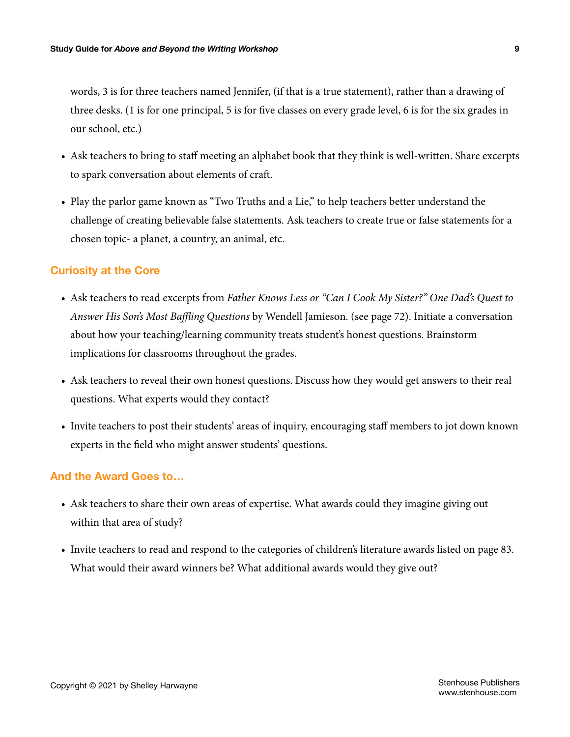words, 3 is for three teachers named Jennifer, (if that is a true statement), rather than a drawing of three desks. (1 is for one principal, 5 is for five classes on every grade level, 6 is for the six grades in our school, etc.)

- Ask teachers to bring to staff meeting an alphabet book that they think is well-written. Share excerpts to spark conversation about elements of craft.
- Play the parlor game known as "Two Truths and a Lie," to help teachers better understand the challenge of creating believable false statements. Ask teachers to create true or false statements for a chosen topic- a planet, a country, an animal, etc.

## Curiosity at the Core

- Ask teachers to read excerpts from *Father Knows Less or "Can I Cook My Sister?" One Dad's Quest to Answer His Son's Most Baffling Questions* by Wendell Jamieson. (see page 72). Initiate a conversation about how your teaching/learning community treats student's honest questions. Brainstorm implications for classrooms throughout the grades.
- Ask teachers to reveal their own honest questions. Discuss how they would get answers to their real questions. What experts would they contact?
- Invite teachers to post their students' areas of inquiry, encouraging staff members to jot down known experts in the field who might answer students' questions.

## And the Award Goes to…

- Ask teachers to share their own areas of expertise. What awards could they imagine giving out within that area of study?
- Invite teachers to read and respond to the categories of children's literature awards listed on page 83. What would their award winners be? What additional awards would they give out?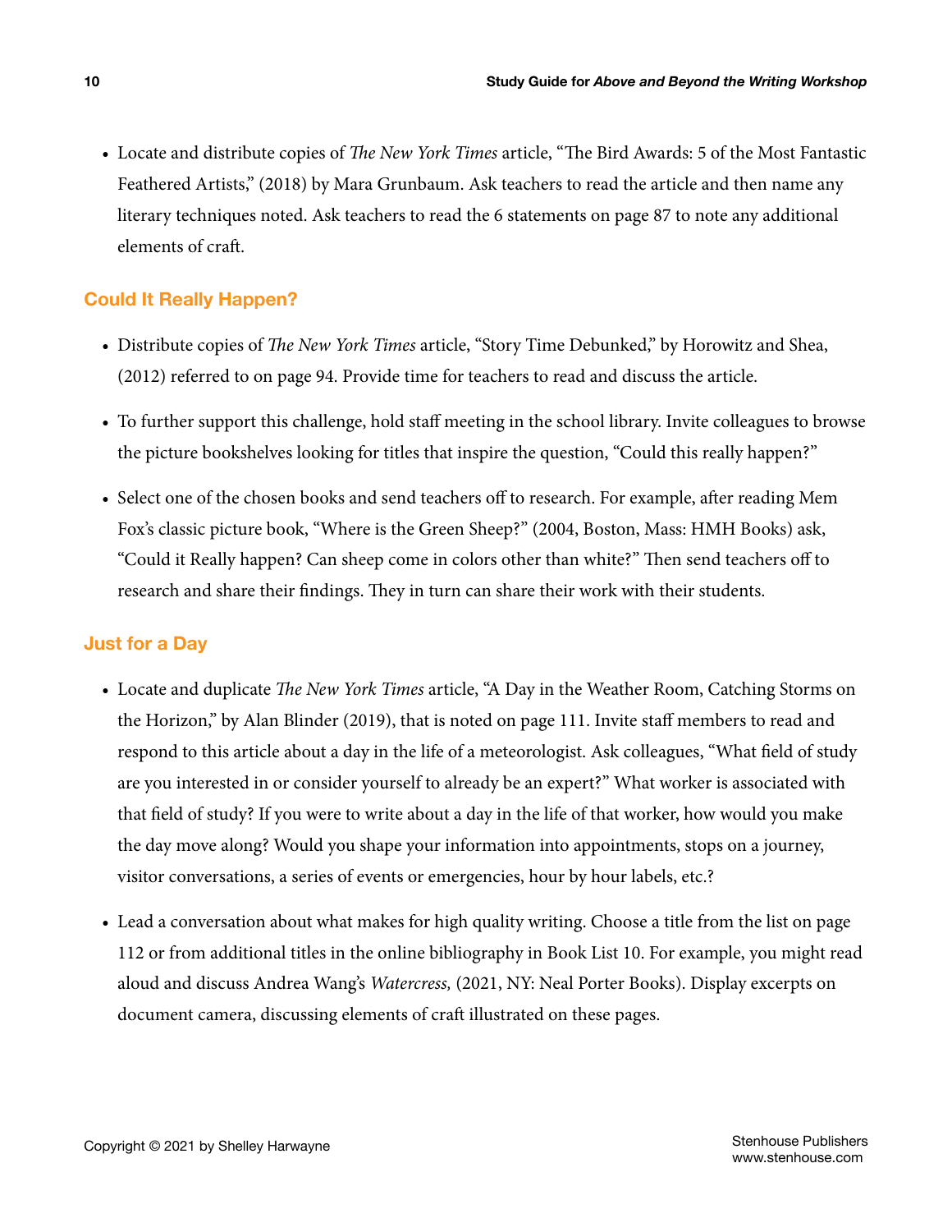- Locate and distribute copies of *The New York Times* article, "The Bird Awards: 5 of the Most Fantastic Feathered Artists," (2018) by Mara Grunbaum. Ask teachers to read the article and then name any literary techniques noted. Ask teachers to read the 6 statements on page 87 to note any additional elements of craft.

## Could It Really Happen?

- Distribute copies of *The New York Times* article, "Story Time Debunked," by Horowitz and Shea, (2012) referred to on page 94. Provide time for teachers to read and discuss the article.
- To further support this challenge, hold staff meeting in the school library. Invite colleagues to browse the picture bookshelves looking for titles that inspire the question, "Could this really happen?"
- Select one of the chosen books and send teachers off to research. For example, after reading Mem Fox's classic picture book, "Where is the Green Sheep?" (2004, Boston, Mass: HMH Books) ask, "Could it Really happen? Can sheep come in colors other than white?" Then send teachers off to research and share their findings. They in turn can share their work with their students.

## Just for a Day

- Locate and duplicate *The New York Times* article, "A Day in the Weather Room, Catching Storms on the Horizon," by Alan Blinder (2019), that is noted on page 111. Invite staff members to read and respond to this article about a day in the life of a meteorologist. Ask colleagues, "What field of study are you interested in or consider yourself to already be an expert?" What worker is associated with that field of study? If you were to write about a day in the life of that worker, how would you make the day move along? Would you shape your information into appointments, stops on a journey, visitor conversations, a series of events or emergencies, hour by hour labels, etc.?
- Lead a conversation about what makes for high quality writing. Choose a title from the list on page 112 or from additional titles in the online bibliography in Book List 10. For example, you might read aloud and discuss Andrea Wang's *Watercress,* (2021, NY: Neal Porter Books). Display excerpts on document camera, discussing elements of craft illustrated on these pages.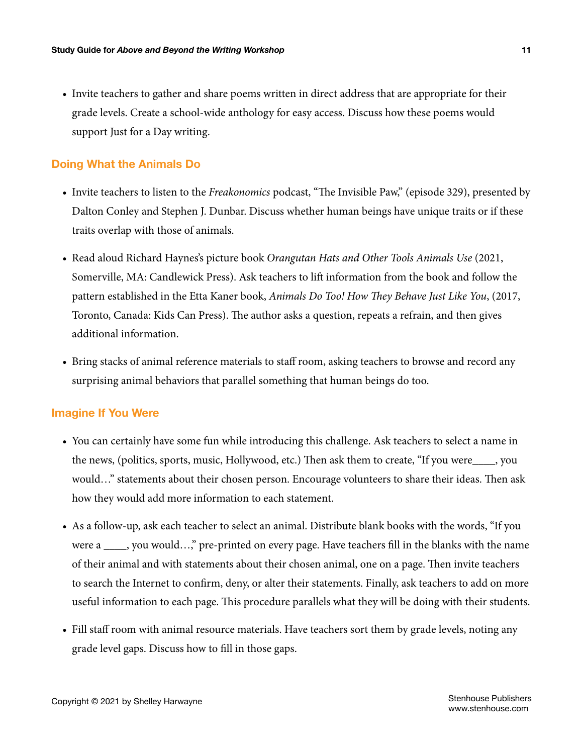- Invite teachers to gather and share poems written in direct address that are appropriate for their grade levels. Create a school-wide anthology for easy access. Discuss how these poems would support Just for a Day writing.

## Doing What the Animals Do

- Invite teachers to listen to the *Freakonomics* podcast, "The Invisible Paw," (episode 329), presented by Dalton Conley and Stephen J. Dunbar. Discuss whether human beings have unique traits or if these traits overlap with those of animals.

- Read aloud Richard Haynes's picture book *Orangutan Hats and Other Tools Animals Use* (2021, Somerville, MA: Candlewick Press). Ask teachers to lift information from the book and follow the pattern established in the Etta Kaner book, *Animals Do Too! How They Behave Just Like You*, (2017, Toronto, Canada: Kids Can Press). The author asks a question, repeats a refrain, and then gives additional information.

- Bring stacks of animal reference materials to staff room, asking teachers to browse and record any surprising animal behaviors that parallel something that human beings do too.

## Imagine If You Were

- You can certainly have some fun while introducing this challenge. Ask teachers to select a name in the news, (politics, sports, music, Hollywood, etc.) Then ask them to create, "If you were____, you would…" statements about their chosen person. Encourage volunteers to share their ideas. Then ask how they would add more information to each statement.

- As a follow-up, ask each teacher to select an animal. Distribute blank books with the words, "If you were a ____, you would…," pre-printed on every page. Have teachers fill in the blanks with the name of their animal and with statements about their chosen animal, one on a page. Then invite teachers to search the Internet to confirm, deny, or alter their statements. Finally, ask teachers to add on more useful information to each page. This procedure parallels what they will be doing with their students.

- Fill staff room with animal resource materials. Have teachers sort them by grade levels, noting any grade level gaps. Discuss how to fill in those gaps.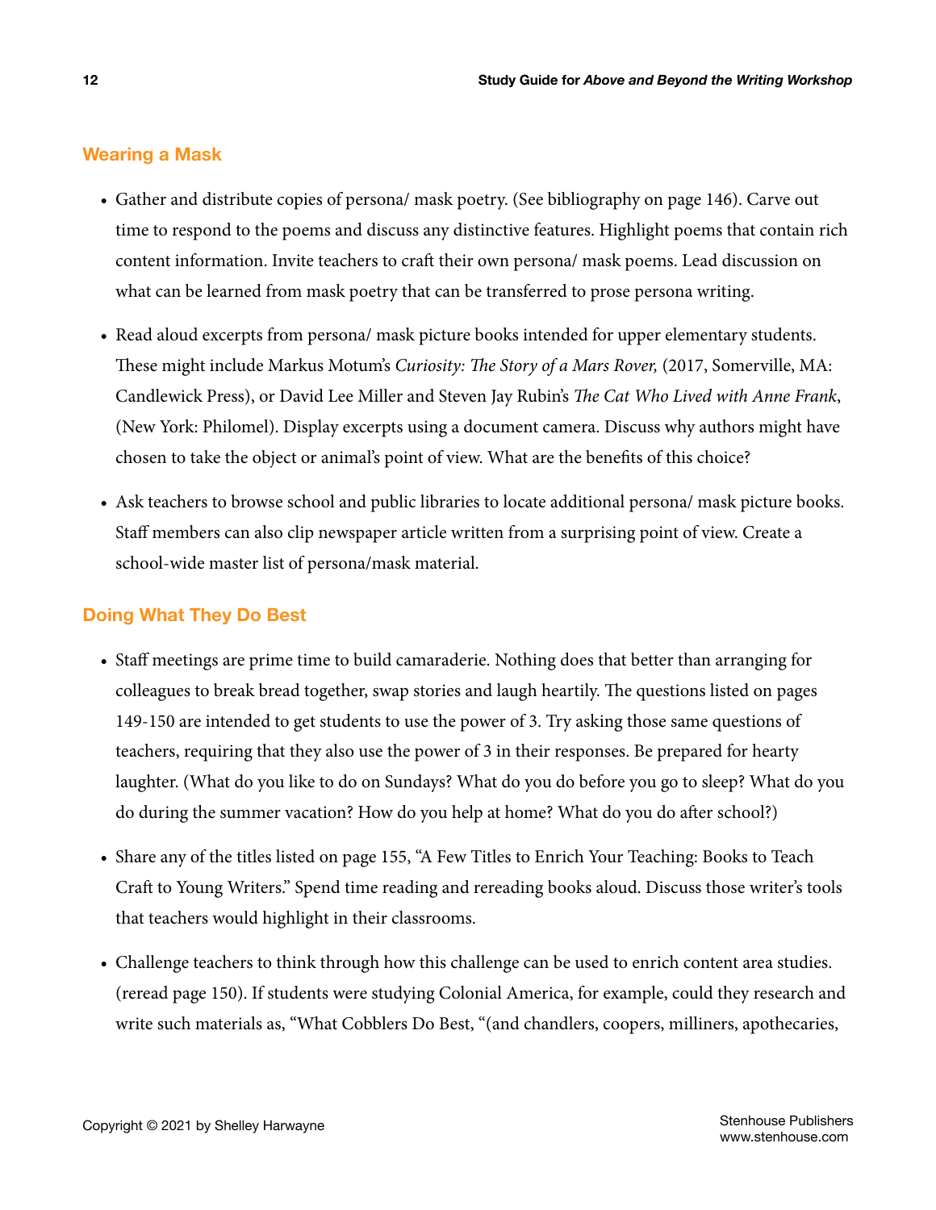## Wearing a Mask

- Gather and distribute copies of persona/ mask poetry. (See bibliography on page 146). Carve out time to respond to the poems and discuss any distinctive features. Highlight poems that contain rich content information. Invite teachers to craft their own persona/ mask poems. Lead discussion on what can be learned from mask poetry that can be transferred to prose persona writing.

- Read aloud excerpts from persona/ mask picture books intended for upper elementary students. These might include Markus Motum's *Curiosity: The Story of a Mars Rover,* (2017, Somerville, MA: Candlewick Press), or David Lee Miller and Steven Jay Rubin's *The Cat Who Lived with Anne Frank*, (New York: Philomel). Display excerpts using a document camera. Discuss why authors might have chosen to take the object or animal's point of view. What are the benefits of this choice?

- Ask teachers to browse school and public libraries to locate additional persona/ mask picture books. Staff members can also clip newspaper article written from a surprising point of view. Create a school-wide master list of persona/mask material.

## Doing What They Do Best

- Staff meetings are prime time to build camaraderie. Nothing does that better than arranging for colleagues to break bread together, swap stories and laugh heartily. The questions listed on pages 149-150 are intended to get students to use the power of 3. Try asking those same questions of teachers, requiring that they also use the power of 3 in their responses. Be prepared for hearty laughter. (What do you like to do on Sundays? What do you do before you go to sleep? What do you do during the summer vacation? How do you help at home? What do you do after school?)

- Share any of the titles listed on page 155, "A Few Titles to Enrich Your Teaching: Books to Teach Craft to Young Writers." Spend time reading and rereading books aloud. Discuss those writer's tools that teachers would highlight in their classrooms.

- Challenge teachers to think through how this challenge can be used to enrich content area studies. (reread page 150). If students were studying Colonial America, for example, could they research and write such materials as, "What Cobblers Do Best, "(and chandlers, coopers, milliners, apothecaries,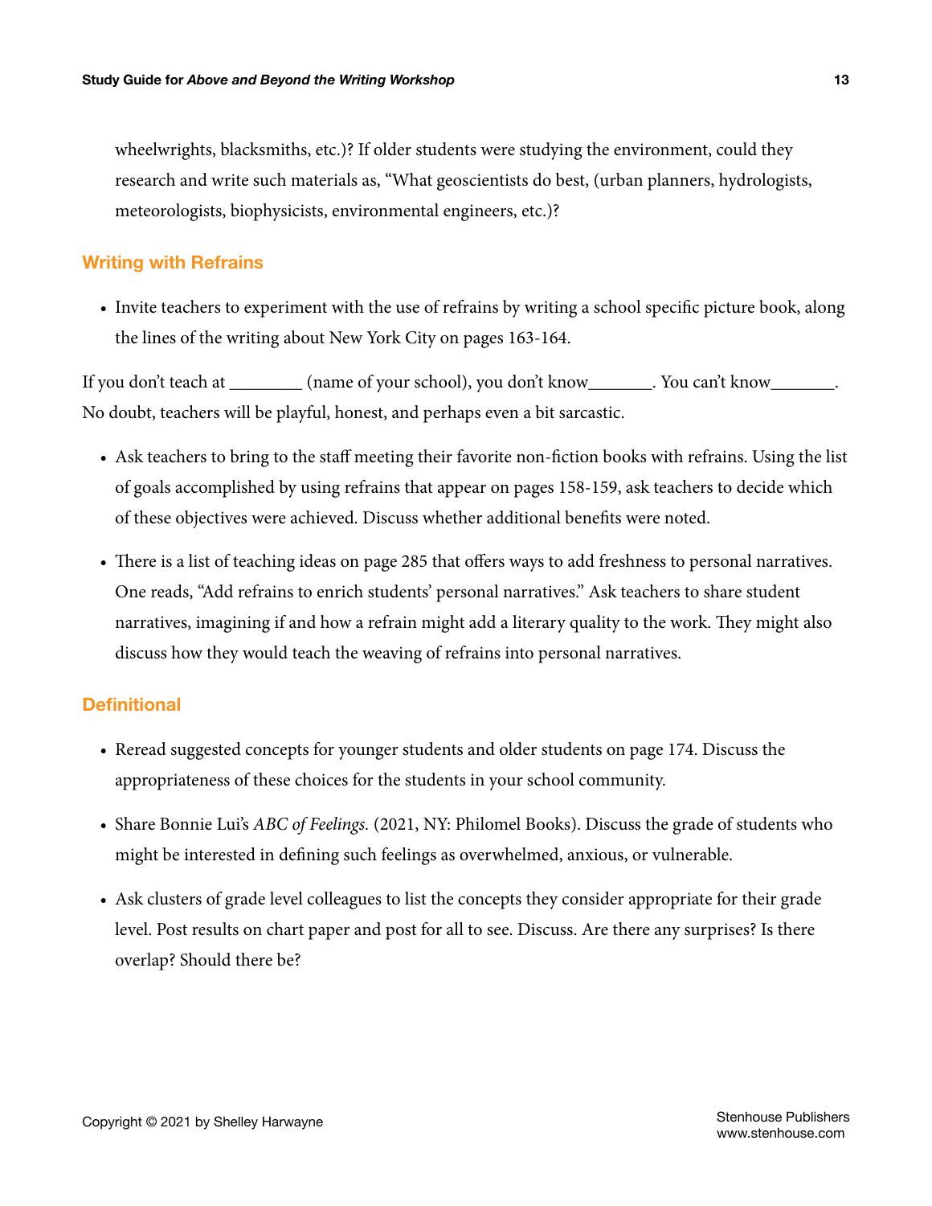wheelwrights, blacksmiths, etc.)? If older students were studying the environment, could they research and write such materials as, "What geoscientists do best, (urban planners, hydrologists, meteorologists, biophysicists, environmental engineers, etc.)?

## Writing with Refrains

- Invite teachers to experiment with the use of refrains by writing a school specific picture book, along the lines of the writing about New York City on pages 163-164.

If you don't teach at ________ (name of your school), you don't know_______. You can't know_______. No doubt, teachers will be playful, honest, and perhaps even a bit sarcastic.

- Ask teachers to bring to the staff meeting their favorite non-fiction books with refrains. Using the list of goals accomplished by using refrains that appear on pages 158-159, ask teachers to decide which of these objectives were achieved. Discuss whether additional benefits were noted.
- There is a list of teaching ideas on page 285 that offers ways to add freshness to personal narratives. One reads, "Add refrains to enrich students' personal narratives." Ask teachers to share student narratives, imagining if and how a refrain might add a literary quality to the work. They might also discuss how they would teach the weaving of refrains into personal narratives.

## Definitional

- Reread suggested concepts for younger students and older students on page 174. Discuss the appropriateness of these choices for the students in your school community.
- Share Bonnie Lui's *ABC of Feelings.* (2021, NY: Philomel Books). Discuss the grade of students who might be interested in defining such feelings as overwhelmed, anxious, or vulnerable.
- Ask clusters of grade level colleagues to list the concepts they consider appropriate for their grade level. Post results on chart paper and post for all to see. Discuss. Are there any surprises? Is there overlap? Should there be?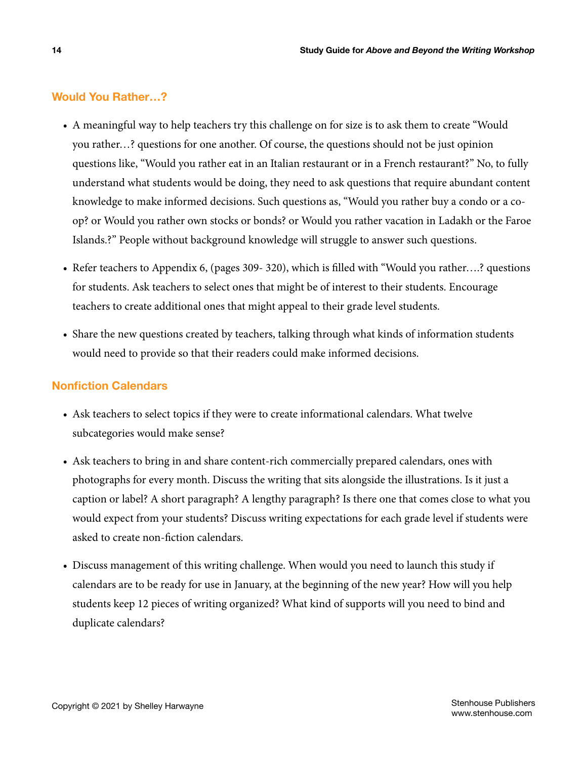## Would You Rather…?

- A meaningful way to help teachers try this challenge on for size is to ask them to create "Would you rather…? questions for one another. Of course, the questions should not be just opinion questions like, "Would you rather eat in an Italian restaurant or in a French restaurant?" No, to fully understand what students would be doing, they need to ask questions that require abundant content knowledge to make informed decisions. Such questions as, "Would you rather buy a condo or a co-op? or Would you rather own stocks or bonds? or Would you rather vacation in Ladakh or the Faroe Islands.?" People without background knowledge will struggle to answer such questions.
- Refer teachers to Appendix 6, (pages 309- 320), which is filled with "Would you rather….? questions for students. Ask teachers to select ones that might be of interest to their students. Encourage teachers to create additional ones that might appeal to their grade level students.
- Share the new questions created by teachers, talking through what kinds of information students would need to provide so that their readers could make informed decisions.

## Nonfiction Calendars

- Ask teachers to select topics if they were to create informational calendars. What twelve subcategories would make sense?
- Ask teachers to bring in and share content-rich commercially prepared calendars, ones with photographs for every month. Discuss the writing that sits alongside the illustrations. Is it just a caption or label? A short paragraph? A lengthy paragraph? Is there one that comes close to what you would expect from your students? Discuss writing expectations for each grade level if students were asked to create non-fiction calendars.
- Discuss management of this writing challenge. When would you need to launch this study if calendars are to be ready for use in January, at the beginning of the new year? How will you help students keep 12 pieces of writing organized? What kind of supports will you need to bind and duplicate calendars?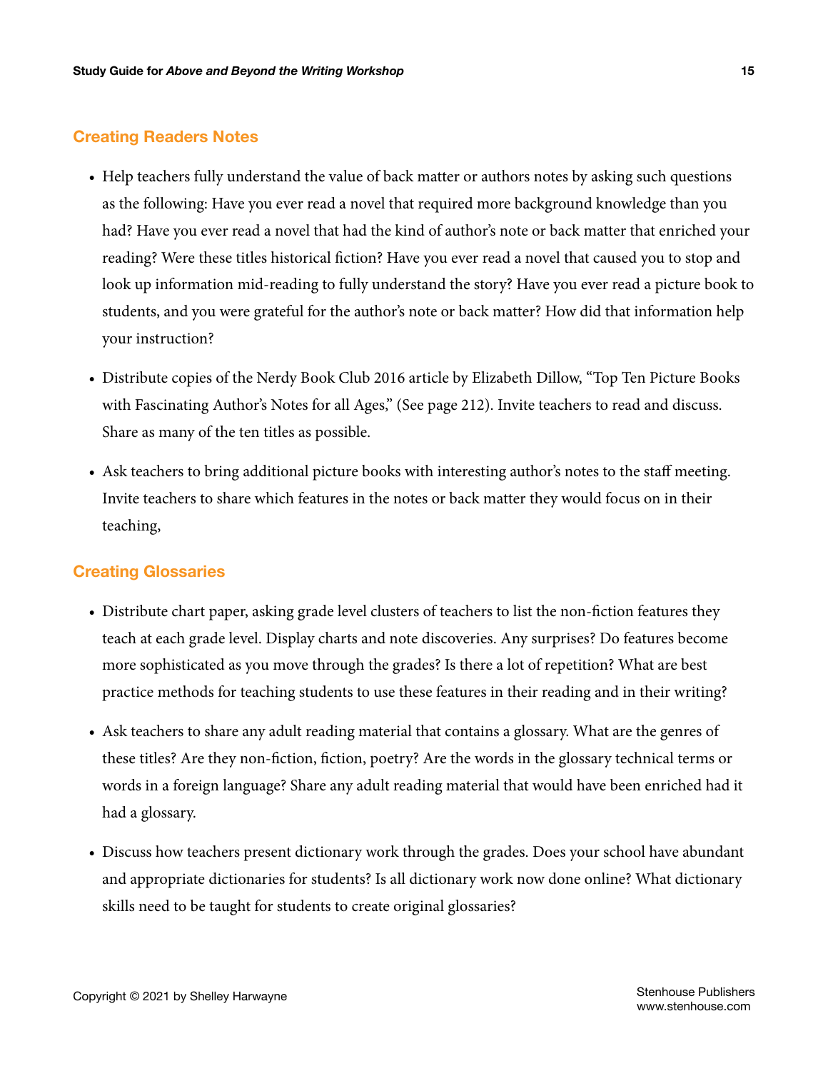## Creating Readers Notes

- Help teachers fully understand the value of back matter or authors notes by asking such questions as the following: Have you ever read a novel that required more background knowledge than you had? Have you ever read a novel that had the kind of author's note or back matter that enriched your reading? Were these titles historical fiction? Have you ever read a novel that caused you to stop and look up information mid-reading to fully understand the story? Have you ever read a picture book to students, and you were grateful for the author's note or back matter? How did that information help your instruction?
- Distribute copies of the Nerdy Book Club 2016 article by Elizabeth Dillow, "Top Ten Picture Books with Fascinating Author's Notes for all Ages," (See page 212). Invite teachers to read and discuss. Share as many of the ten titles as possible.
- Ask teachers to bring additional picture books with interesting author's notes to the staff meeting. Invite teachers to share which features in the notes or back matter they would focus on in their teaching,

## Creating Glossaries

- Distribute chart paper, asking grade level clusters of teachers to list the non-fiction features they teach at each grade level. Display charts and note discoveries. Any surprises? Do features become more sophisticated as you move through the grades? Is there a lot of repetition? What are best practice methods for teaching students to use these features in their reading and in their writing?
- Ask teachers to share any adult reading material that contains a glossary. What are the genres of these titles? Are they non-fiction, fiction, poetry? Are the words in the glossary technical terms or words in a foreign language? Share any adult reading material that would have been enriched had it had a glossary.
- Discuss how teachers present dictionary work through the grades. Does your school have abundant and appropriate dictionaries for students? Is all dictionary work now done online? What dictionary skills need to be taught for students to create original glossaries?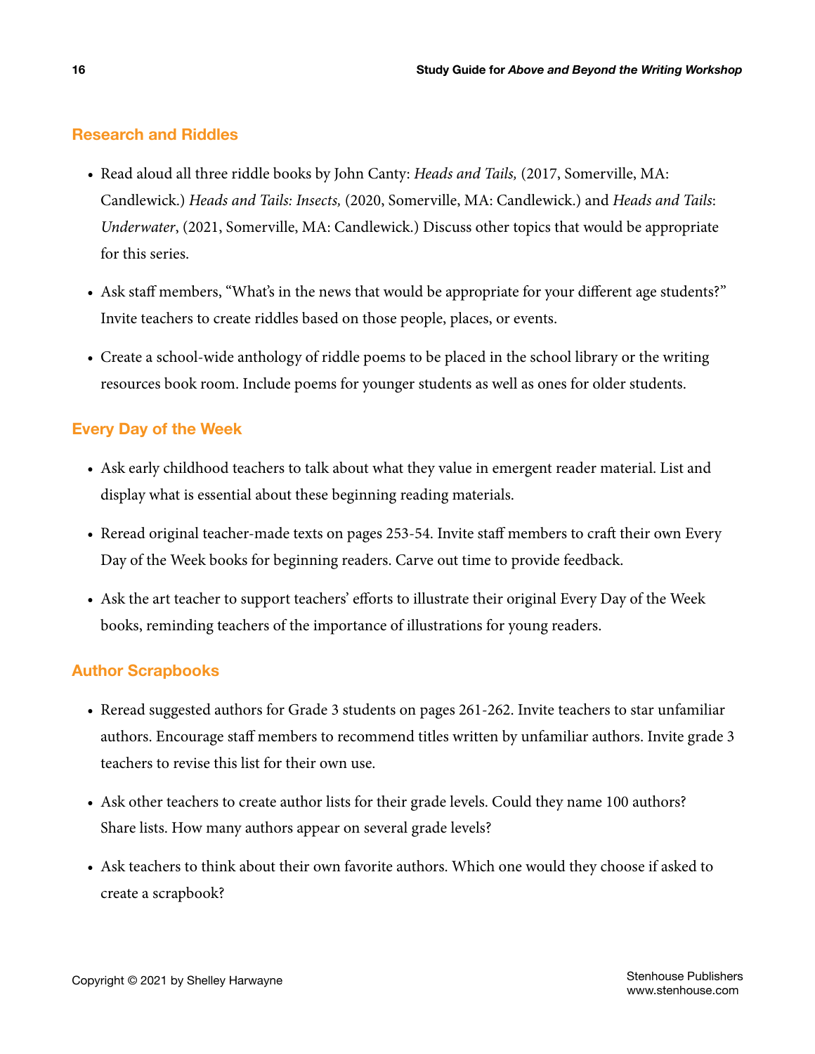## Research and Riddles

- Read aloud all three riddle books by John Canty: *Heads and Tails,* (2017, Somerville, MA: Candlewick.) *Heads and Tails: Insects,* (2020, Somerville, MA: Candlewick.) and *Heads and Tails*: *Underwater*, (2021, Somerville, MA: Candlewick.) Discuss other topics that would be appropriate for this series.
- Ask staff members, "What's in the news that would be appropriate for your different age students?" Invite teachers to create riddles based on those people, places, or events.
- Create a school-wide anthology of riddle poems to be placed in the school library or the writing resources book room. Include poems for younger students as well as ones for older students.

## Every Day of the Week

- Ask early childhood teachers to talk about what they value in emergent reader material. List and display what is essential about these beginning reading materials.
- Reread original teacher-made texts on pages 253-54. Invite staff members to craft their own Every Day of the Week books for beginning readers. Carve out time to provide feedback.
- Ask the art teacher to support teachers' efforts to illustrate their original Every Day of the Week books, reminding teachers of the importance of illustrations for young readers.

## Author Scrapbooks

- Reread suggested authors for Grade 3 students on pages 261-262. Invite teachers to star unfamiliar authors. Encourage staff members to recommend titles written by unfamiliar authors. Invite grade 3 teachers to revise this list for their own use.
- Ask other teachers to create author lists for their grade levels. Could they name 100 authors? Share lists. How many authors appear on several grade levels?
- Ask teachers to think about their own favorite authors. Which one would they choose if asked to create a scrapbook?

Copyright © 2021 by Shelley Harwayne

Stenhouse Publishers
www.stenhouse.com